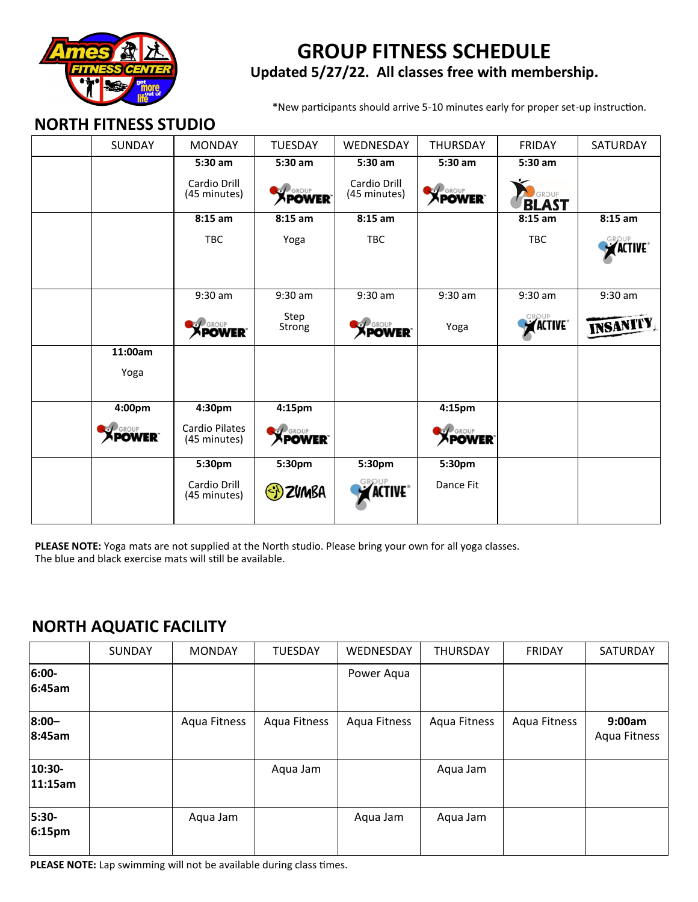# GROUP FITNESS SCHEDULE

**Updated 5/27/22. All classes free with membership.**

*New participants should arrive 5-10 minutes early for proper set-up instruction.

## NORTH FITNESS STUDIO

| | SUNDAY | MONDAY | TUESDAY | WEDNESDAY | THURSDAY | FRIDAY | SATURDAY |
|---|---|---|---|---|---|---|---|
| | | **5:30 am** Cardio Drill (45 minutes) | **5:30 am** Group Power | **5:30 am** Cardio Drill (45 minutes) | **5:30 am** Group Power | **5:30 am** Group Blast | |
| | | **8:15 am** TBC | **8:15 am** Yoga | **8:15 am** TBC | | **8:15 am** TBC | **8:15 am** Group Active |
| | | 9:30 am Group Power | 9:30 am Step Strong | 9:30 am Group Power | 9:30 am Yoga | 9:30 am Group Active | 9:30 am Insanity |
| | **11:00am** Yoga | | | | | | |
| | **4:00pm** Group Power | **4:30pm** Cardio Pilates (45 minutes) | **4:15pm** Group Power | | **4:15pm** Group Power | | |
| | | **5:30pm** Cardio Drill (45 minutes) | **5:30pm** Zumba | **5:30pm** Group Active | **5:30pm** Dance Fit | | |

**PLEASE NOTE:** Yoga mats are not supplied at the North studio. Please bring your own for all yoga classes. The blue and black exercise mats will still be available.

## NORTH AQUATIC FACILITY

| | SUNDAY | MONDAY | TUESDAY | WEDNESDAY | THURSDAY | FRIDAY | SATURDAY |
|---|---|---|---|---|---|---|---|
| **6:00-6:45am** | | | | Power Aqua | | | |
| **8:00–8:45am** | | Aqua Fitness | Aqua Fitness | Aqua Fitness | Aqua Fitness | Aqua Fitness | **9:00am** Aqua Fitness |
| **10:30-11:15am** | | | Aqua Jam | | Aqua Jam | | |
| **5:30-6:15pm** | | Aqua Jam | | Aqua Jam | Aqua Jam | | |

**PLEASE NOTE:** Lap swimming will not be available during class times.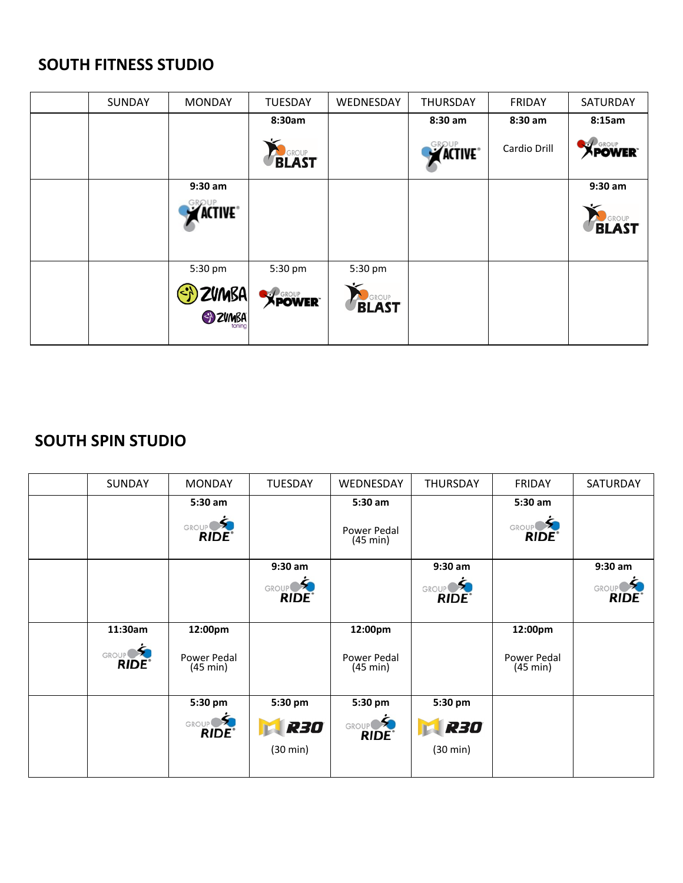## SOUTH FITNESS STUDIO

| | SUNDAY | MONDAY | TUESDAY | WEDNESDAY | THURSDAY | FRIDAY | SATURDAY |
|---|---|---|---|---|---|---|---|
| | | | **8:30am** GROUP BLAST | | **8:30 am** GROUP ACTIVE | **8:30 am** Cardio Drill | **8:15am** GROUP POWER |
| | | **9:30 am** GROUP ACTIVE | | | | | **9:30 am** GROUP BLAST |
| | | 5:30 pm ZUMBA ZUMBA toning | 5:30 pm GROUP POWER | 5:30 pm GROUP BLAST | | | |

## SOUTH SPIN STUDIO

| | SUNDAY | MONDAY | TUESDAY | WEDNESDAY | THURSDAY | FRIDAY | SATURDAY |
|---|---|---|---|---|---|---|---|
| | | **5:30 am** GROUP RIDE | | **5:30 am** Power Pedal (45 min) | | **5:30 am** GROUP RIDE | |
| | | | **9:30 am** GROUP RIDE | | **9:30 am** GROUP RIDE | | **9:30 am** GROUP RIDE |
| | **11:30am** GROUP RIDE | **12:00pm** Power Pedal (45 min) | | **12:00pm** Power Pedal (45 min) | | **12:00pm** Power Pedal (45 min) | |
| | | **5:30 pm** GROUP RIDE | **5:30 pm** R30 (30 min) | **5:30 pm** GROUP RIDE | **5:30 pm** R30 (30 min) | | |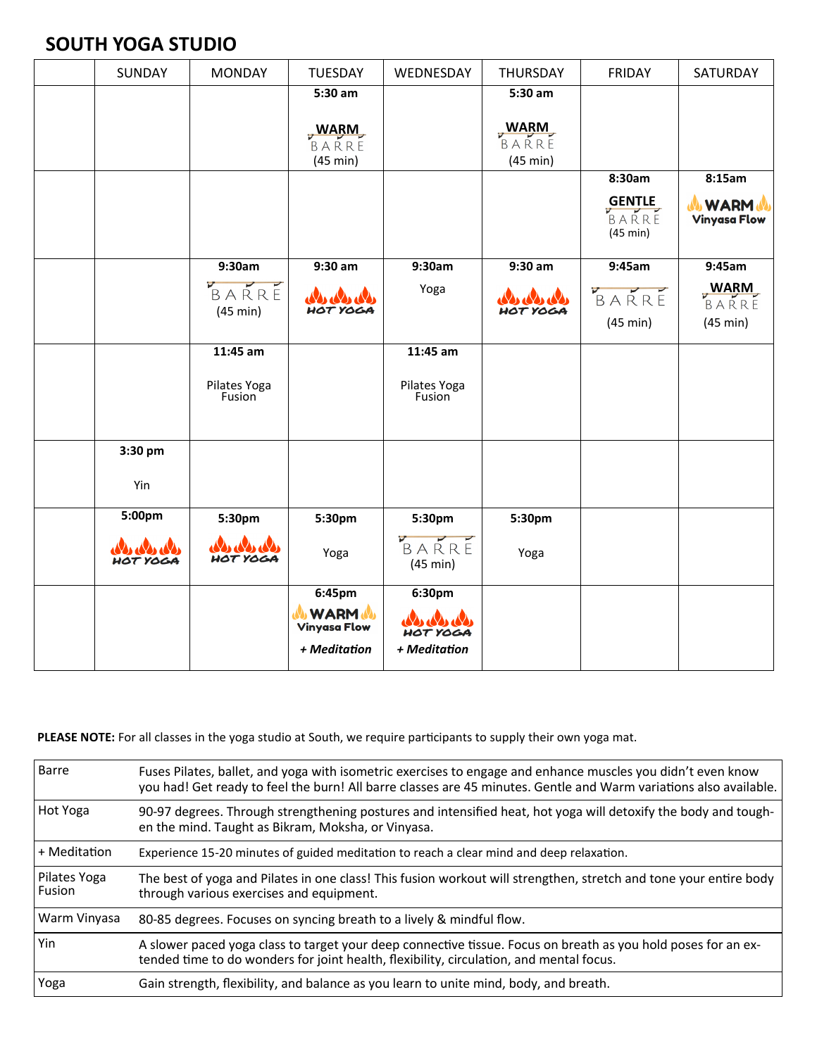## SOUTH YOGA STUDIO

| | SUNDAY | MONDAY | TUESDAY | WEDNESDAY | THURSDAY | FRIDAY | SATURDAY |
|---|---|---|---|---|---|---|---|
| | | | **5:30 am** WARM BARRE (45 min) | | **5:30 am** WARM BARRE (45 min) | | |
| | | | | | | **8:30am** GENTLE BARRE (45 min) | **8:15am** WARM Vinyasa Flow |
| | | **9:30am** BARRE (45 min) | **9:30 am** HOT YOGA | **9:30am** Yoga | **9:30 am** HOT YOGA | **9:45am** BARRE (45 min) | **9:45am** WARM BARRE (45 min) |
| | | **11:45 am** Pilates Yoga Fusion | | **11:45 am** Pilates Yoga Fusion | | | |
| | **3:30 pm** Yin | | | | | | |
| | **5:00pm** HOT YOGA | **5:30pm** HOT YOGA | **5:30pm** Yoga | **5:30pm** BARRE (45 min) | **5:30pm** Yoga | | |
| | | | **6:45pm** WARM Vinyasa Flow ***+ Meditation*** | **6:30pm** HOT YOGA ***+ Meditation*** | | | |

**PLEASE NOTE:** For all classes in the yoga studio at South, we require participants to supply their own yoga mat.

| | |
|---|---|
| Barre | Fuses Pilates, ballet, and yoga with isometric exercises to engage and enhance muscles you didn't even know you had! Get ready to feel the burn! All barre classes are 45 minutes. Gentle and Warm variations also available. |
| Hot Yoga | 90-97 degrees. Through strengthening postures and intensified heat, hot yoga will detoxify the body and toughen the mind. Taught as Bikram, Moksha, or Vinyasa. |
| + Meditation | Experience 15-20 minutes of guided meditation to reach a clear mind and deep relaxation. |
| Pilates Yoga Fusion | The best of yoga and Pilates in one class! This fusion workout will strengthen, stretch and tone your entire body through various exercises and equipment. |
| Warm Vinyasa | 80-85 degrees. Focuses on syncing breath to a lively & mindful flow. |
| Yin | A slower paced yoga class to target your deep connective tissue. Focus on breath as you hold poses for an extended time to do wonders for joint health, flexibility, circulation, and mental focus. |
| Yoga | Gain strength, flexibility, and balance as you learn to unite mind, body, and breath. |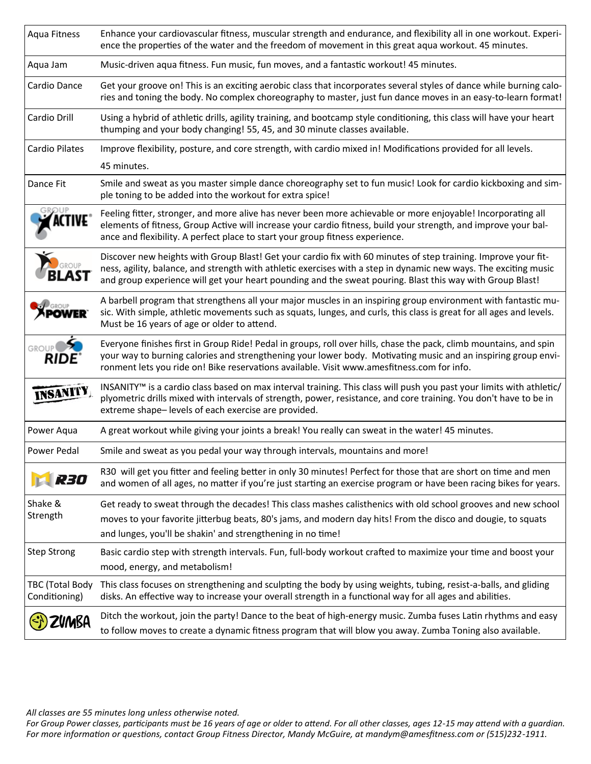| | |
|---|---|
| Aqua Fitness | Enhance your cardiovascular fitness, muscular strength and endurance, and flexibility all in one workout. Experience the properties of the water and the freedom of movement in this great aqua workout. 45 minutes. |
| Aqua Jam | Music-driven aqua fitness. Fun music, fun moves, and a fantastic workout! 45 minutes. |
| Cardio Dance | Get your groove on! This is an exciting aerobic class that incorporates several styles of dance while burning calories and toning the body. No complex choreography to master, just fun dance moves in an easy-to-learn format! |
| Cardio Drill | Using a hybrid of athletic drills, agility training, and bootcamp style conditioning, this class will have your heart thumping and your body changing! 55, 45, and 30 minute classes available. |
| Cardio Pilates | Improve flexibility, posture, and core strength, with cardio mixed in! Modifications provided for all levels. 45 minutes. |
| Dance Fit | Smile and sweat as you master simple dance choreography set to fun music! Look for cardio kickboxing and simple toning to be added into the workout for extra spice! |
| GROUP ACTIVE® | Feeling fitter, stronger, and more alive has never been more achievable or more enjoyable! Incorporating all elements of fitness, Group Active will increase your cardio fitness, build your strength, and improve your balance and flexibility. A perfect place to start your group fitness experience. |
| GROUP BLAST® | Discover new heights with Group Blast! Get your cardio fix with 60 minutes of step training. Improve your fitness, agility, balance, and strength with athletic exercises with a step in dynamic new ways. The exciting music and group experience will get your heart pounding and the sweat pouring. Blast this way with Group Blast! |
| GROUP POWER® | A barbell program that strengthens all your major muscles in an inspiring group environment with fantastic music. With simple, athletic movements such as squats, lunges, and curls, this class is great for all ages and levels. Must be 16 years of age or older to attend. |
| GROUP RIDE® | Everyone finishes first in Group Ride! Pedal in groups, roll over hills, chase the pack, climb mountains, and spin your way to burning calories and strengthening your lower body. Motivating music and an inspiring group environment lets you ride on! Bike reservations available. Visit www.amesfitness.com for info. |
| INSANITY | INSANITY™ is a cardio class based on max interval training. This class will push you past your limits with athletic/plyometric drills mixed with intervals of strength, power, resistance, and core training. You don't have to be in extreme shape– levels of each exercise are provided. |
| Power Aqua | A great workout while giving your joints a break! You really can sweat in the water! 45 minutes. |
| Power Pedal | Smile and sweat as you pedal your way through intervals, mountains and more! |
| R30 | R30 will get you fitter and feeling better in only 30 minutes! Perfect for those that are short on time and men and women of all ages, no matter if you're just starting an exercise program or have been racing bikes for years. |
| Shake & Strength | Get ready to sweat through the decades! This class mashes calisthenics with old school grooves and new school moves to your favorite jitterbug beats, 80's jams, and modern day hits! From the disco and dougie, to squats and lunges, you'll be shakin' and strengthening in no time! |
| Step Strong | Basic cardio step with strength intervals. Fun, full-body workout crafted to maximize your time and boost your mood, energy, and metabolism! |
| TBC (Total Body Conditioning) | This class focuses on strengthening and sculpting the body by using weights, tubing, resist-a-balls, and gliding disks. An effective way to increase your overall strength in a functional way for all ages and abilities. |
| ZUMBA | Ditch the workout, join the party! Dance to the beat of high-energy music. Zumba fuses Latin rhythms and easy to follow moves to create a dynamic fitness program that will blow you away. Zumba Toning also available. |

*All classes are 55 minutes long unless otherwise noted.*
*For Group Power classes, participants must be 16 years of age or older to attend. For all other classes, ages 12-15 may attend with a guardian.*
*For more information or questions, contact Group Fitness Director, Mandy McGuire, at mandym@amesfitness.com or (515)232-1911.*